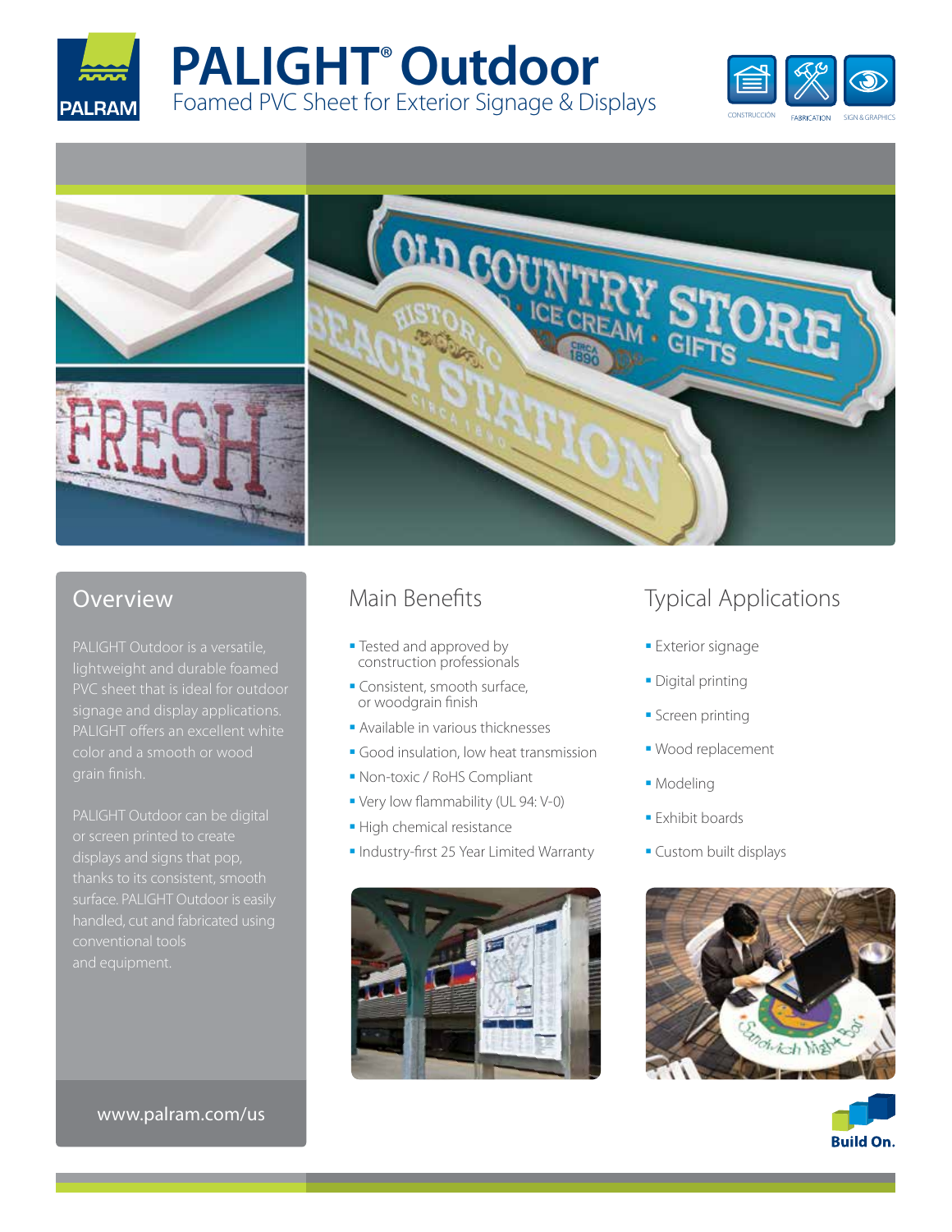# PALIGHT® Outdoor

Foamed PVC Sheet for Exterior Signage & Displays

## Overview

PALIGHT Outdoor is a versatile, lightweight and durable foamed PVC sheet that is ideal for outdoor signage and display applications. PALIGHT offers an excellent white color and a smooth or wood grain finish.

PALIGHT Outdoor can be digital or screen printed to create displays and signs that pop, thanks to its consistent, smooth surface. PALIGHT Outdoor is easily handled, cut and fabricated using conventional tools and equipment.

www.palram.com/us

## Main Benefits

- Tested and approved by construction professionals
- Consistent, smooth surface, or woodgrain finish
- Available in various thicknesses
- Good insulation, low heat transmission
- Non-toxic / RoHS Compliant
- Very low flammability (UL 94: V-0)
- High chemical resistance
- Industry-first 25 Year Limited Warranty

## Typical Applications

- Exterior signage
- Digital printing
- Screen printing
- Wood replacement
- Modeling
- Exhibit boards
- Custom built displays

Build On.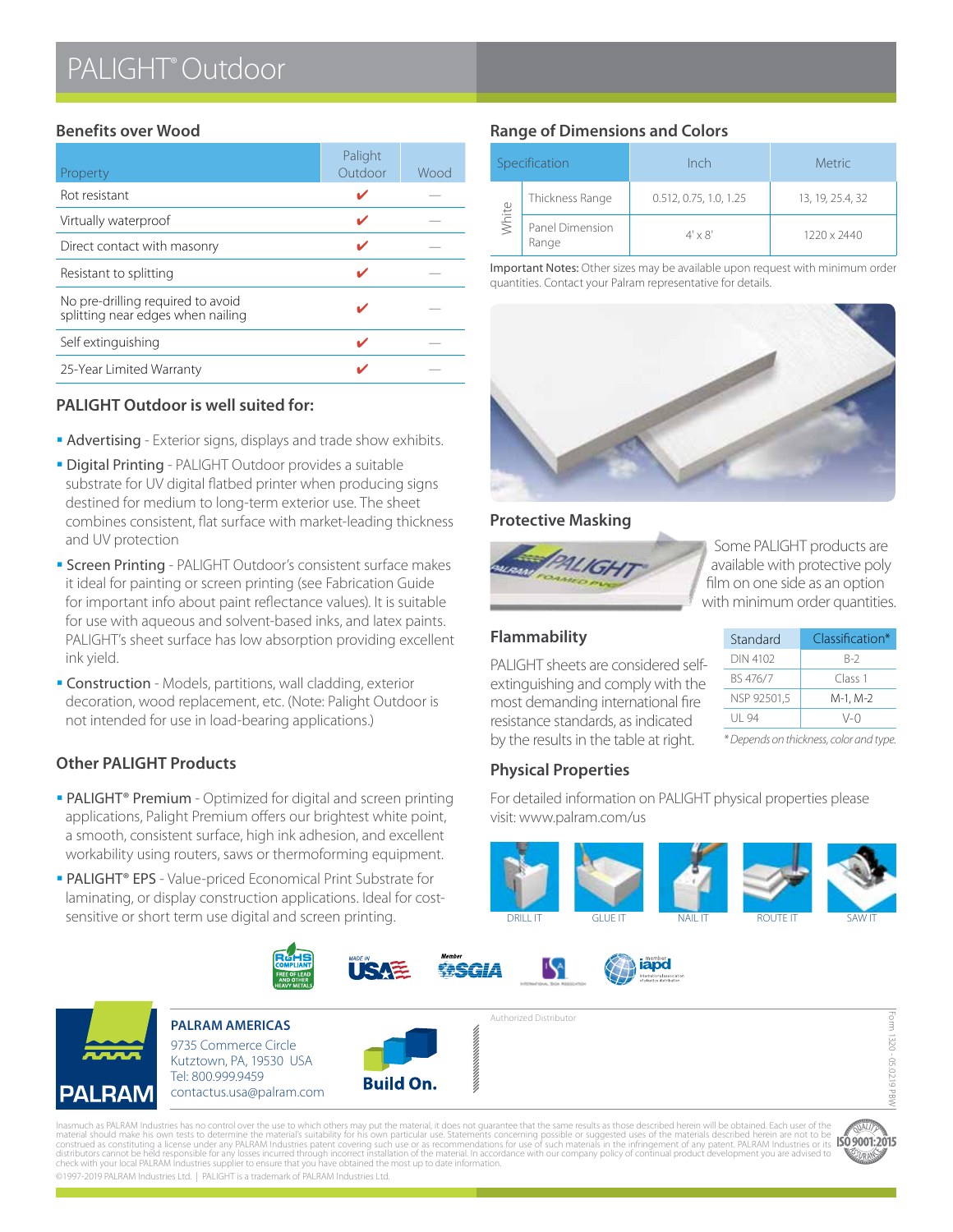# PALIGHT® Outdoor

## Benefits over Wood

| Property | Palight Outdoor | Wood |
|---|---|---|
| Rot resistant | ✔ | — |
| Virtually waterproof | ✔ | — |
| Direct contact with masonry | ✔ | — |
| Resistant to splitting | ✔ | — |
| No pre-drilling required to avoid splitting near edges when nailing | ✔ | — |
| Self extinguishing | ✔ | — |
| 25-Year Limited Warranty | ✔ | — |

## PALIGHT Outdoor is well suited for:

- **Advertising** - Exterior signs, displays and trade show exhibits.
- **Digital Printing** - PALIGHT Outdoor provides a suitable substrate for UV digital flatbed printer when producing signs destined for medium to long-term exterior use. The sheet combines consistent, flat surface with market-leading thickness and UV protection
- **Screen Printing** - PALIGHT Outdoor's consistent surface makes it ideal for painting or screen printing (see Fabrication Guide for important info about paint reflectance values). It is suitable for use with aqueous and solvent-based inks, and latex paints. PALIGHT's sheet surface has low absorption providing excellent ink yield.
- **Construction** - Models, partitions, wall cladding, exterior decoration, wood replacement, etc. (Note: Palight Outdoor is not intended for use in load-bearing applications.)

## Other PALIGHT Products

- **PALIGHT® Premium** - Optimized for digital and screen printing applications, Palight Premium offers our brightest white point, a smooth, consistent surface, high ink adhesion, and excellent workability using routers, saws or thermoforming equipment.
- **PALIGHT® EPS** - Value-priced Economical Print Substrate for laminating, or display construction applications. Ideal for cost-sensitive or short term use digital and screen printing.

## Range of Dimensions and Colors

| Specification | | Inch | Metric |
|---|---|---|---|
| White | Thickness Range | 0.512, 0.75, 1.0, 1.25 | 13, 19, 25.4, 32 |
| | Panel Dimension Range | 4' x 8' | 1220 x 2440 |

**Important Notes:** Other sizes may be available upon request with minimum order quantities. Contact your Palram representative for details.

## Protective Masking

Some PALIGHT products are available with protective poly film on one side as an option with minimum order quantities.

## Flammability

PALIGHT sheets are considered self-extinguishing and comply with the most demanding international fire resistance standards, as indicated by the results in the table at right.

| Standard | Classification* |
|---|---|
| DIN 4102 | B-2 |
| BS 476/7 | Class 1 |
| NSP 92501,5 | M-1, M-2 |
| UL 94 | V-0 |

*\* Depends on thickness, color and type.*

## Physical Properties

For detailed information on PALIGHT physical properties please visit: www.palram.com/us

DRILL IT  GLUE IT  NAIL IT  ROUTE IT  SAW IT

**PALRAM AMERICAS**
9735 Commerce Circle
Kutztown, PA, 19530 USA
Tel: 800.999.9459
contactus.usa@palram.com

Build On.

Authorized Distributor

Form 1320 - 05.0219 PBW

Inasmuch as PALRAM Industries has no control over the use to which others may put the material, it does not guarantee that the same results as those described herein will be obtained. Each user of the material should make his own tests to determine the material's suitability for his own particular use. Statements concerning possible or suggested uses of the materials described herein are not to be construed as constituting a license under any PALRAM Industries patent covering such use or as recommendations for use of such materials in the infringement of any patent. PALRAM Industries or its distributors cannot be held responsible for any losses incurred through incorrect installation of the material. In accordance with our company policy of continual product development you are advised to check with your local PALRAM Industries supplier to ensure that you have obtained the most up to date information.

©1997-2019 PALRAM Industries Ltd. | PALIGHT is a trademark of PALRAM Industries Ltd.